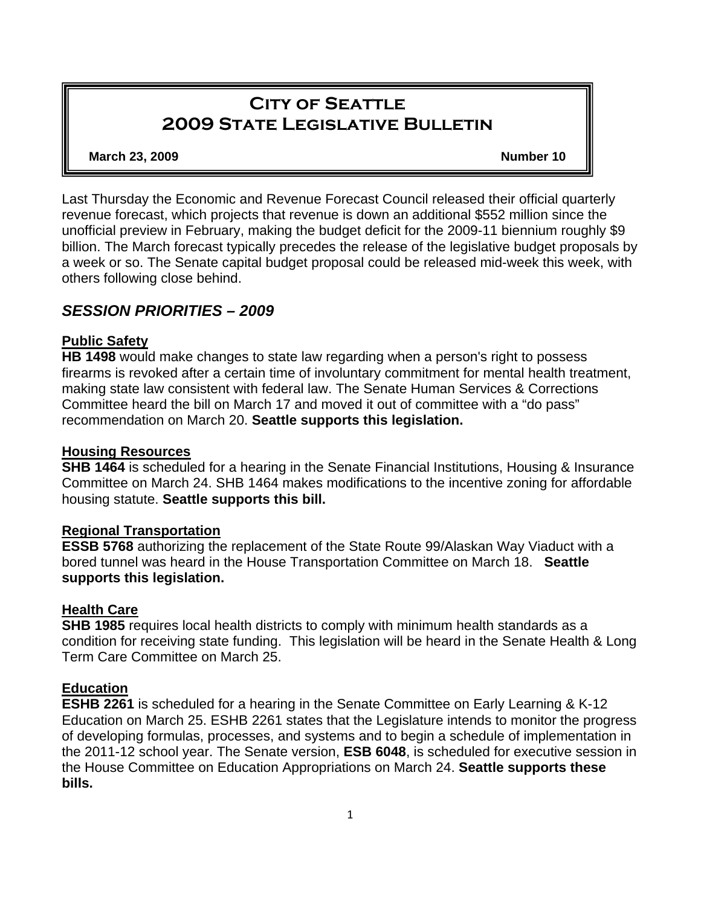# City of Seattle
# 2009 State Legislative Bulletin

**March 23, 2009** **Number 10**

Last Thursday the Economic and Revenue Forecast Council released their official quarterly revenue forecast, which projects that revenue is down an additional $552 million since the unofficial preview in February, making the budget deficit for the 2009-11 biennium roughly $9 billion. The March forecast typically precedes the release of the legislative budget proposals by a week or so. The Senate capital budget proposal could be released mid-week this week, with others following close behind.

## *SESSION PRIORITIES – 2009*

### Public Safety

**HB 1498** would make changes to state law regarding when a person's right to possess firearms is revoked after a certain time of involuntary commitment for mental health treatment, making state law consistent with federal law. The Senate Human Services & Corrections Committee heard the bill on March 17 and moved it out of committee with a "do pass" recommendation on March 20. **Seattle supports this legislation.**

### Housing Resources

**SHB 1464** is scheduled for a hearing in the Senate Financial Institutions, Housing & Insurance Committee on March 24. SHB 1464 makes modifications to the incentive zoning for affordable housing statute. **Seattle supports this bill.**

### Regional Transportation

**ESSB 5768** authorizing the replacement of the State Route 99/Alaskan Way Viaduct with a bored tunnel was heard in the House Transportation Committee on March 18. **Seattle supports this legislation.**

### Health Care

**SHB 1985** requires local health districts to comply with minimum health standards as a condition for receiving state funding. This legislation will be heard in the Senate Health & Long Term Care Committee on March 25.

### Education

**ESHB 2261** is scheduled for a hearing in the Senate Committee on Early Learning & K-12 Education on March 25. ESHB 2261 states that the Legislature intends to monitor the progress of developing formulas, processes, and systems and to begin a schedule of implementation in the 2011-12 school year. The Senate version, **ESB 6048**, is scheduled for executive session in the House Committee on Education Appropriations on March 24. **Seattle supports these bills.**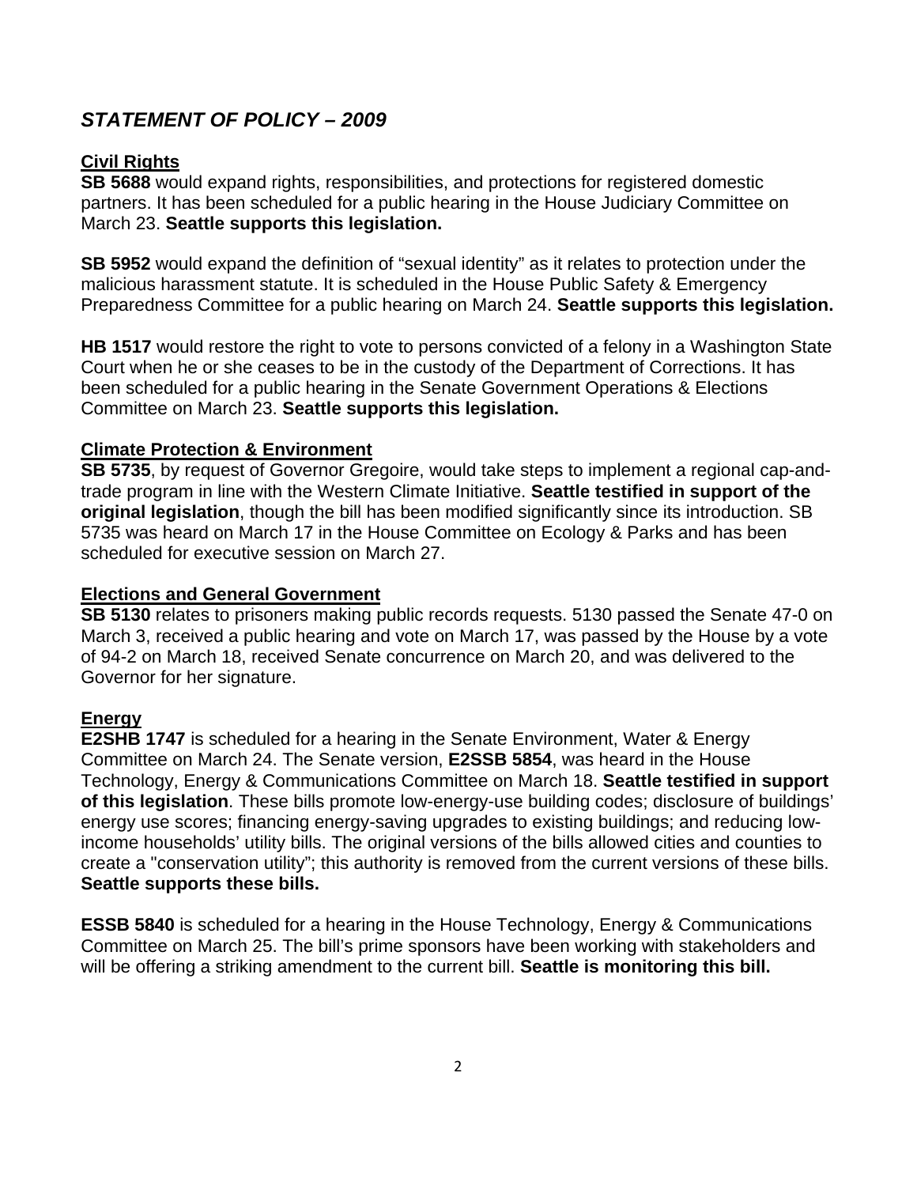## *STATEMENT OF POLICY – 2009*

### Civil Rights

**SB 5688** would expand rights, responsibilities, and protections for registered domestic partners. It has been scheduled for a public hearing in the House Judiciary Committee on March 23. **Seattle supports this legislation.**

**SB 5952** would expand the definition of "sexual identity" as it relates to protection under the malicious harassment statute. It is scheduled in the House Public Safety & Emergency Preparedness Committee for a public hearing on March 24. **Seattle supports this legislation.**

**HB 1517** would restore the right to vote to persons convicted of a felony in a Washington State Court when he or she ceases to be in the custody of the Department of Corrections. It has been scheduled for a public hearing in the Senate Government Operations & Elections Committee on March 23. **Seattle supports this legislation.**

### Climate Protection & Environment

**SB 5735**, by request of Governor Gregoire, would take steps to implement a regional cap-and-trade program in line with the Western Climate Initiative. **Seattle testified in support of the original legislation**, though the bill has been modified significantly since its introduction. SB 5735 was heard on March 17 in the House Committee on Ecology & Parks and has been scheduled for executive session on March 27.

### Elections and General Government

**SB 5130** relates to prisoners making public records requests. 5130 passed the Senate 47-0 on March 3, received a public hearing and vote on March 17, was passed by the House by a vote of 94-2 on March 18, received Senate concurrence on March 20, and was delivered to the Governor for her signature.

### Energy

**E2SHB 1747** is scheduled for a hearing in the Senate Environment, Water & Energy Committee on March 24. The Senate version, **E2SSB 5854**, was heard in the House Technology, Energy & Communications Committee on March 18. **Seattle testified in support of this legislation**. These bills promote low-energy-use building codes; disclosure of buildings' energy use scores; financing energy-saving upgrades to existing buildings; and reducing low-income households' utility bills. The original versions of the bills allowed cities and counties to create a "conservation utility"; this authority is removed from the current versions of these bills. **Seattle supports these bills.**

**ESSB 5840** is scheduled for a hearing in the House Technology, Energy & Communications Committee on March 25. The bill's prime sponsors have been working with stakeholders and will be offering a striking amendment to the current bill. **Seattle is monitoring this bill.**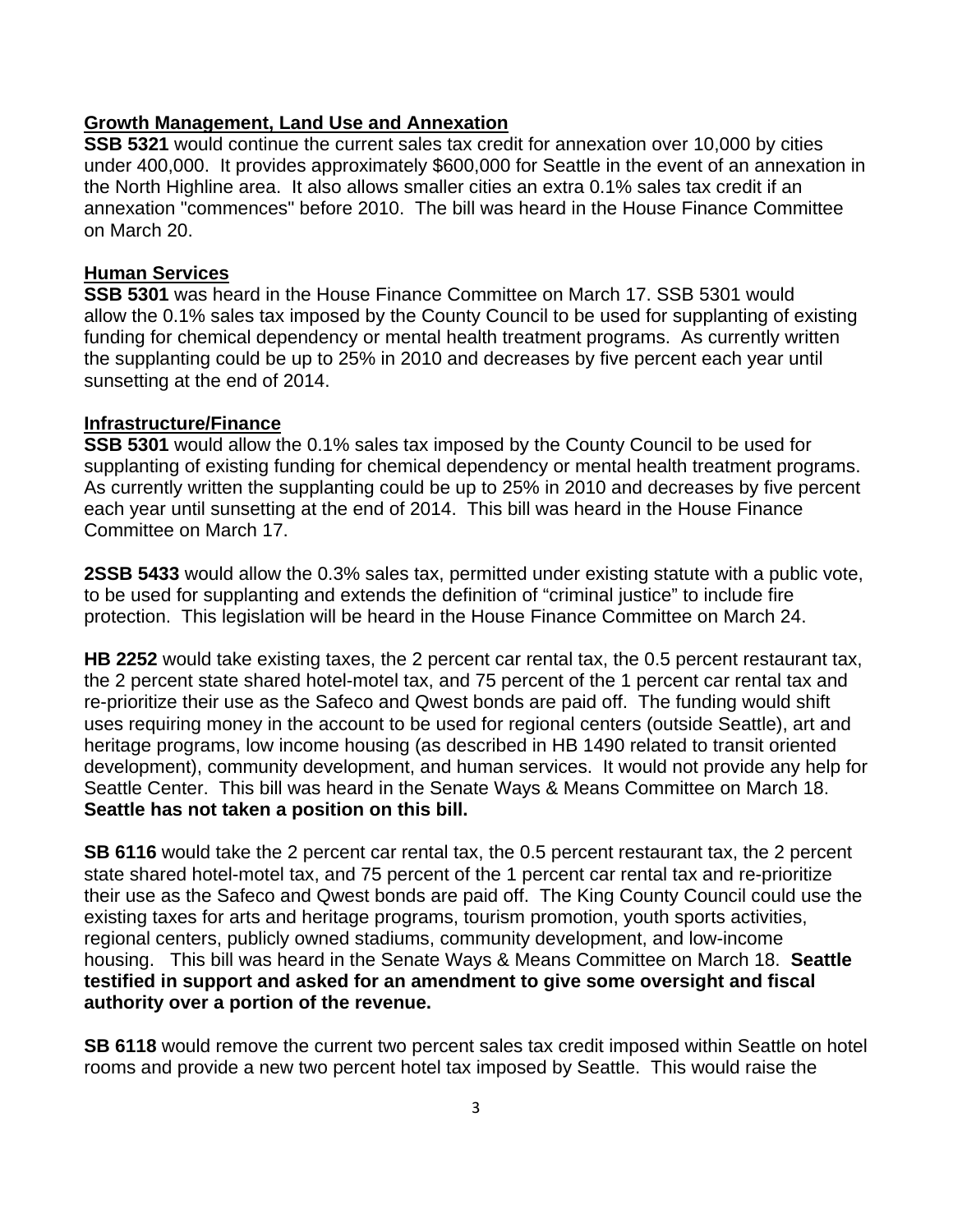**Growth Management, Land Use and Annexation**

**SSB 5321** would continue the current sales tax credit for annexation over 10,000 by cities under 400,000. It provides approximately $600,000 for Seattle in the event of an annexation in the North Highline area. It also allows smaller cities an extra 0.1% sales tax credit if an annexation "commences" before 2010. The bill was heard in the House Finance Committee on March 20.

**Human Services**

**SSB 5301** was heard in the House Finance Committee on March 17. SSB 5301 would allow the 0.1% sales tax imposed by the County Council to be used for supplanting of existing funding for chemical dependency or mental health treatment programs. As currently written the supplanting could be up to 25% in 2010 and decreases by five percent each year until sunsetting at the end of 2014.

**Infrastructure/Finance**

**SSB 5301** would allow the 0.1% sales tax imposed by the County Council to be used for supplanting of existing funding for chemical dependency or mental health treatment programs. As currently written the supplanting could be up to 25% in 2010 and decreases by five percent each year until sunsetting at the end of 2014. This bill was heard in the House Finance Committee on March 17.

**2SSB 5433** would allow the 0.3% sales tax, permitted under existing statute with a public vote, to be used for supplanting and extends the definition of "criminal justice" to include fire protection. This legislation will be heard in the House Finance Committee on March 24.

**HB 2252** would take existing taxes, the 2 percent car rental tax, the 0.5 percent restaurant tax, the 2 percent state shared hotel-motel tax, and 75 percent of the 1 percent car rental tax and re-prioritize their use as the Safeco and Qwest bonds are paid off. The funding would shift uses requiring money in the account to be used for regional centers (outside Seattle), art and heritage programs, low income housing (as described in HB 1490 related to transit oriented development), community development, and human services. It would not provide any help for Seattle Center. This bill was heard in the Senate Ways & Means Committee on March 18. **Seattle has not taken a position on this bill.**

**SB 6116** would take the 2 percent car rental tax, the 0.5 percent restaurant tax, the 2 percent state shared hotel-motel tax, and 75 percent of the 1 percent car rental tax and re-prioritize their use as the Safeco and Qwest bonds are paid off. The King County Council could use the existing taxes for arts and heritage programs, tourism promotion, youth sports activities, regional centers, publicly owned stadiums, community development, and low-income housing. This bill was heard in the Senate Ways & Means Committee on March 18. **Seattle testified in support and asked for an amendment to give some oversight and fiscal authority over a portion of the revenue.**

**SB 6118** would remove the current two percent sales tax credit imposed within Seattle on hotel rooms and provide a new two percent hotel tax imposed by Seattle. This would raise the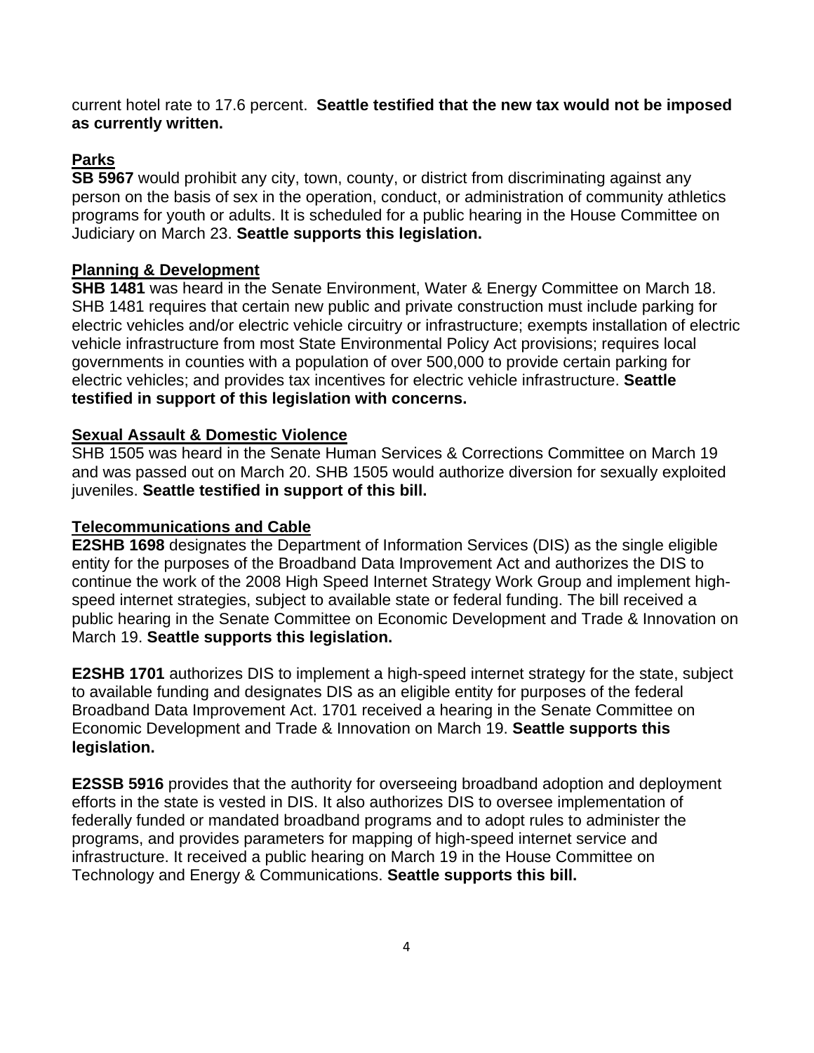current hotel rate to 17.6 percent. **Seattle testified that the new tax would not be imposed as currently written.**

## Parks

**SB 5967** would prohibit any city, town, county, or district from discriminating against any person on the basis of sex in the operation, conduct, or administration of community athletics programs for youth or adults. It is scheduled for a public hearing in the House Committee on Judiciary on March 23. **Seattle supports this legislation.**

## Planning & Development

**SHB 1481** was heard in the Senate Environment, Water & Energy Committee on March 18. SHB 1481 requires that certain new public and private construction must include parking for electric vehicles and/or electric vehicle circuitry or infrastructure; exempts installation of electric vehicle infrastructure from most State Environmental Policy Act provisions; requires local governments in counties with a population of over 500,000 to provide certain parking for electric vehicles; and provides tax incentives for electric vehicle infrastructure. **Seattle testified in support of this legislation with concerns.**

## Sexual Assault & Domestic Violence

SHB 1505 was heard in the Senate Human Services & Corrections Committee on March 19 and was passed out on March 20. SHB 1505 would authorize diversion for sexually exploited juveniles. **Seattle testified in support of this bill.**

## Telecommunications and Cable

**E2SHB 1698** designates the Department of Information Services (DIS) as the single eligible entity for the purposes of the Broadband Data Improvement Act and authorizes the DIS to continue the work of the 2008 High Speed Internet Strategy Work Group and implement high-speed internet strategies, subject to available state or federal funding. The bill received a public hearing in the Senate Committee on Economic Development and Trade & Innovation on March 19. **Seattle supports this legislation.**

**E2SHB 1701** authorizes DIS to implement a high-speed internet strategy for the state, subject to available funding and designates DIS as an eligible entity for purposes of the federal Broadband Data Improvement Act. 1701 received a hearing in the Senate Committee on Economic Development and Trade & Innovation on March 19. **Seattle supports this legislation.**

**E2SSB 5916** provides that the authority for overseeing broadband adoption and deployment efforts in the state is vested in DIS. It also authorizes DIS to oversee implementation of federally funded or mandated broadband programs and to adopt rules to administer the programs, and provides parameters for mapping of high-speed internet service and infrastructure. It received a public hearing on March 19 in the House Committee on Technology and Energy & Communications. **Seattle supports this bill.**